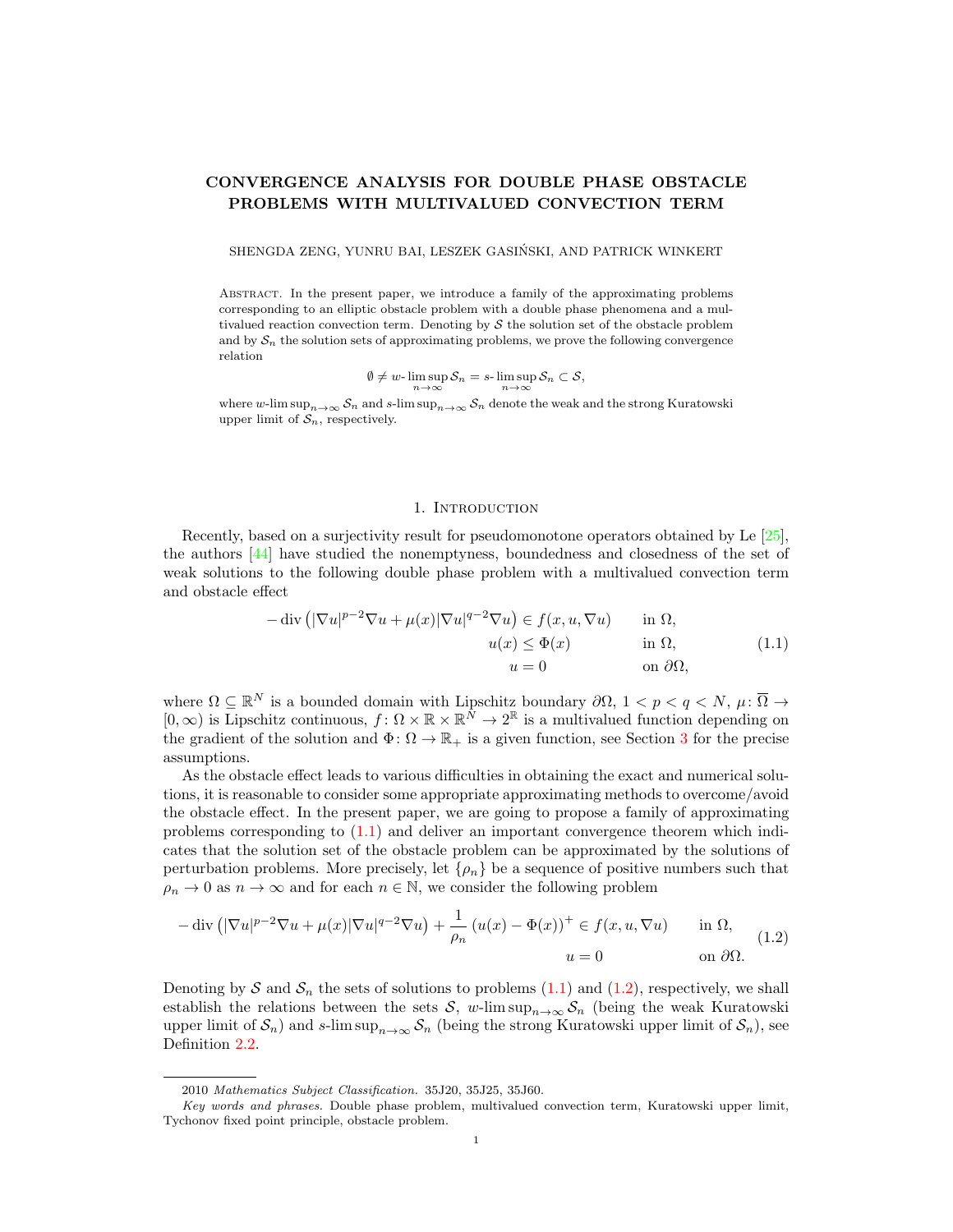# CONVERGENCE ANALYSIS FOR DOUBLE PHASE OBSTACLE PROBLEMS WITH MULTIVALUED CONVECTION TERM

SHENGDA ZENG, YUNRU BAI, LESZEK GASIŃSKI, AND PATRICK WINKERT

Abstract. In the present paper, we introduce a family of the approximating problems corresponding to an elliptic obstacle problem with a double phase phenomena and a multivalued reaction convection term. Denoting by $\mathcal{S}$ the solution set of the obstacle problem and by $\mathcal{S}_n$ the solution sets of approximating problems, we prove the following convergence relation

$$\emptyset \neq w\text{-}\limsup_{n\to\infty} \mathcal{S}_n = s\text{-}\limsup_{n\to\infty} \mathcal{S}_n \subset \mathcal{S},$$

where $w\text{-}\limsup_{n\to\infty} \mathcal{S}_n$ and $s\text{-}\limsup_{n\to\infty} \mathcal{S}_n$ denote the weak and the strong Kuratowski upper limit of $\mathcal{S}_n$, respectively.

## 1. Introduction

Recently, based on a surjectivity result for pseudomonotone operators obtained by Le [25], the authors [44] have studied the nonemptyness, boundedness and closedness of the set of weak solutions to the following double phase problem with a multivalued convection term and obstacle effect

$$\begin{aligned}
-\operatorname{div}\left(|\nabla u|^{p-2}\nabla u + \mu(x)|\nabla u|^{q-2}\nabla u\right) &\in f(x,u,\nabla u) \qquad &&\text{in } \Omega,\\
u(x) &\leq \Phi(x) &&\text{in } \Omega,\\
u &= 0 &&\text{on } \partial\Omega,
\end{aligned} \tag{1.1}$$

where $\Omega \subseteq \mathbb{R}^N$ is a bounded domain with Lipschitz boundary $\partial\Omega$, $1 < p < q < N$, $\mu\colon \overline{\Omega} \to [0,\infty)$ is Lipschitz continuous, $f\colon \Omega\times\mathbb{R}\times\mathbb{R}^N \to 2^{\mathbb{R}}$ is a multivalued function depending on the gradient of the solution and $\Phi\colon \Omega \to \mathbb{R}_+$ is a given function, see Section 3 for the precise assumptions.

As the obstacle effect leads to various difficulties in obtaining the exact and numerical solutions, it is reasonable to consider some appropriate approximating methods to overcome/avoid the obstacle effect. In the present paper, we are going to propose a family of approximating problems corresponding to (1.1) and deliver an important convergence theorem which indicates that the solution set of the obstacle problem can be approximated by the solutions of perturbation problems. More precisely, let $\{\rho_n\}$ be a sequence of positive numbers such that $\rho_n \to 0$ as $n \to \infty$ and for each $n \in \mathbb{N}$, we consider the following problem

$$\begin{aligned}
-\operatorname{div}\left(|\nabla u|^{p-2}\nabla u + \mu(x)|\nabla u|^{q-2}\nabla u\right) + \frac{1}{\rho_n}\left(u(x)-\Phi(x)\right)^+ &\in f(x,u,\nabla u) \qquad &&\text{in } \Omega,\\
u &= 0 &&\text{on } \partial\Omega.
\end{aligned} \tag{1.2}$$

Denoting by $\mathcal{S}$ and $\mathcal{S}_n$ the sets of solutions to problems (1.1) and (1.2), respectively, we shall establish the relations between the sets $\mathcal{S}$, $w\text{-}\limsup_{n\to\infty} \mathcal{S}_n$ (being the weak Kuratowski upper limit of $\mathcal{S}_n$) and $s\text{-}\limsup_{n\to\infty} \mathcal{S}_n$ (being the strong Kuratowski upper limit of $\mathcal{S}_n$), see Definition 2.2.

2010 *Mathematics Subject Classification.* 35J20, 35J25, 35J60.

*Key words and phrases.* Double phase problem, multivalued convection term, Kuratowski upper limit, Tychonov fixed point principle, obstacle problem.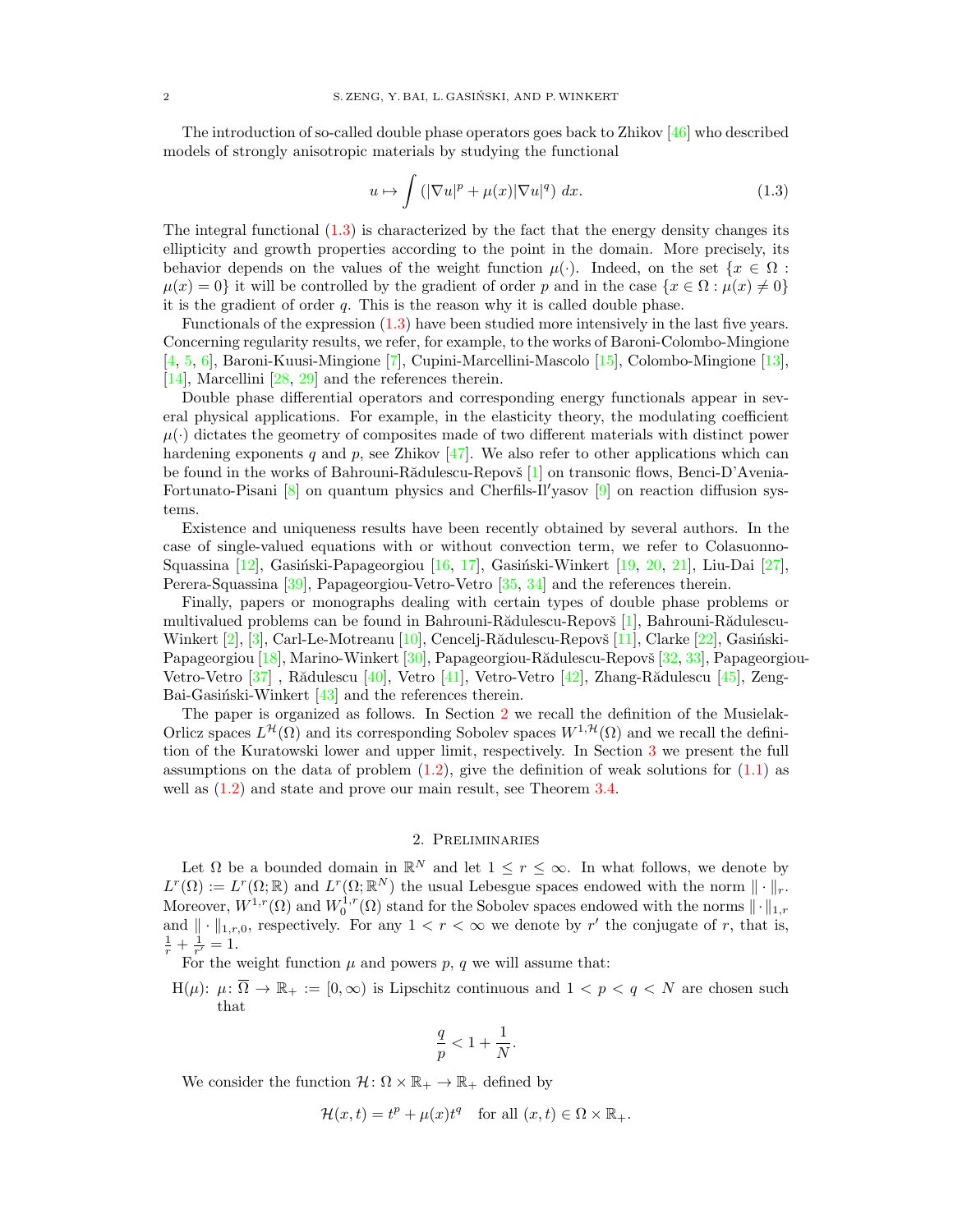The introduction of so-called double phase operators goes back to Zhikov [46] who described models of strongly anisotropic materials by studying the functional

$$u \mapsto \int \left(|\nabla u|^p + \mu(x)|\nabla u|^q\right)\, dx. \tag{1.3}$$

The integral functional (1.3) is characterized by the fact that the energy density changes its ellipticity and growth properties according to the point in the domain. More precisely, its behavior depends on the values of the weight function $\mu(\cdot)$. Indeed, on the set $\{x \in \Omega : \mu(x) = 0\}$ it will be controlled by the gradient of order $p$ and in the case $\{x \in \Omega : \mu(x) \neq 0\}$ it is the gradient of order $q$. This is the reason why it is called double phase.

Functionals of the expression (1.3) have been studied more intensively in the last five years. Concerning regularity results, we refer, for example, to the works of Baroni-Colombo-Mingione [4, 5, 6], Baroni-Kuusi-Mingione [7], Cupini-Marcellini-Mascolo [15], Colombo-Mingione [13], [14], Marcellini [28, 29] and the references therein.

Double phase differential operators and corresponding energy functionals appear in several physical applications. For example, in the elasticity theory, the modulating coefficient $\mu(\cdot)$ dictates the geometry of composites made of two different materials with distinct power hardening exponents $q$ and $p$, see Zhikov [47]. We also refer to other applications which can be found in the works of Bahrouni-Rădulescu-Repovš [1] on transonic flows, Benci-D'Avenia-Fortunato-Pisani [8] on quantum physics and Cherfils-Il′yasov [9] on reaction diffusion systems.

Existence and uniqueness results have been recently obtained by several authors. In the case of single-valued equations with or without convection term, we refer to Colasuonno-Squassina [12], Gasiński-Papageorgiou [16, 17], Gasiński-Winkert [19, 20, 21], Liu-Dai [27], Perera-Squassina [39], Papageorgiou-Vetro-Vetro [35, 34] and the references therein.

Finally, papers or monographs dealing with certain types of double phase problems or multivalued problems can be found in Bahrouni-Rădulescu-Repovš [1], Bahrouni-Rădulescu-Winkert [2], [3], Carl-Le-Motreanu [10], Cencelj-Rădulescu-Repovš [11], Clarke [22], Gasiński-Papageorgiou [18], Marino-Winkert [30], Papageorgiou-Rădulescu-Repovš [32, 33], Papageorgiou-Vetro-Vetro [37] , Rădulescu [40], Vetro [41], Vetro-Vetro [42], Zhang-Rădulescu [45], Zeng-Bai-Gasiński-Winkert [43] and the references therein.

The paper is organized as follows. In Section 2 we recall the definition of the Musielak-Orlicz spaces $L^{\mathcal{H}}(\Omega)$ and its corresponding Sobolev spaces $W^{1,\mathcal{H}}(\Omega)$ and we recall the definition of the Kuratowski lower and upper limit, respectively. In Section 3 we present the full assumptions on the data of problem (1.2), give the definition of weak solutions for (1.1) as well as (1.2) and state and prove our main result, see Theorem 3.4.

## 2. Preliminaries

Let $\Omega$ be a bounded domain in $\mathbb{R}^N$ and let $1 \leq r \leq \infty$. In what follows, we denote by $L^r(\Omega) := L^r(\Omega;\mathbb{R})$ and $L^r(\Omega;\mathbb{R}^N)$ the usual Lebesgue spaces endowed with the norm $\|\cdot\|_r$. Moreover, $W^{1,r}(\Omega)$ and $W_0^{1,r}(\Omega)$ stand for the Sobolev spaces endowed with the norms $\|\cdot\|_{1,r}$ and $\|\cdot\|_{1,r,0}$, respectively. For any $1 < r < \infty$ we denote by $r'$ the conjugate of $r$, that is, $\frac{1}{r} + \frac{1}{r'} = 1$.

For the weight function $\mu$ and powers $p$, $q$ we will assume that:

H($\mu$): $\mu\colon \overline{\Omega} \to \mathbb{R}_+ := [0,\infty)$ is Lipschitz continuous and $1 < p < q < N$ are chosen such that

$$\frac{q}{p} < 1 + \frac{1}{N}.$$

We consider the function $\mathcal{H}\colon \Omega \times \mathbb{R}_+ \to \mathbb{R}_+$ defined by

$$\mathcal{H}(x,t) = t^p + \mu(x)t^q \quad \text{for all } (x,t) \in \Omega \times \mathbb{R}_+.$$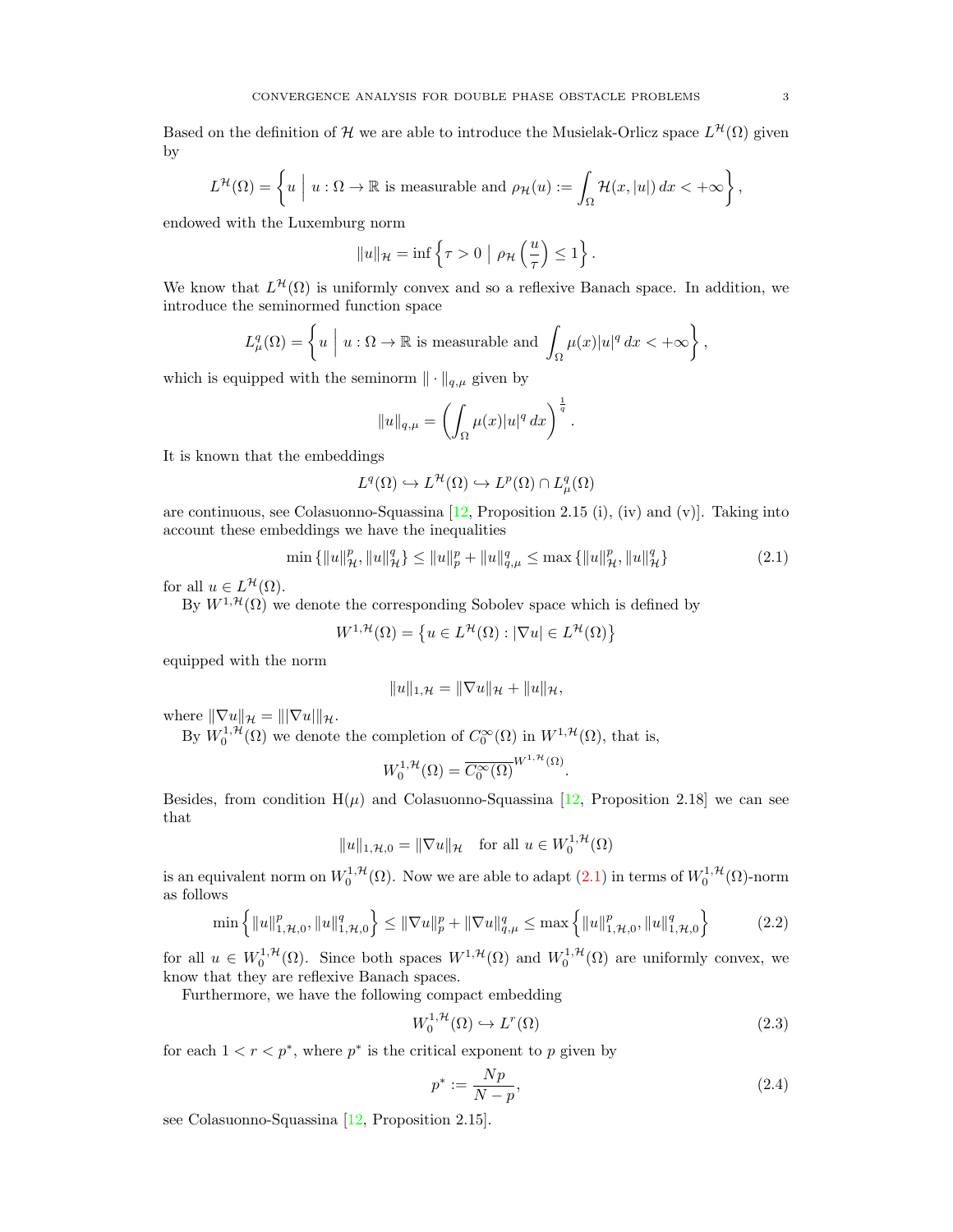Based on the definition of $\mathcal{H}$ we are able to introduce the Musielak-Orlicz space $L^{\mathcal{H}}(\Omega)$ given by

$$L^{\mathcal{H}}(\Omega) = \left\{ u \;\middle|\; u : \Omega \to \mathbb{R} \text{ is measurable and } \rho_{\mathcal{H}}(u) := \int_\Omega \mathcal{H}(x, |u|)\, dx < +\infty \right\},$$

endowed with the Luxemburg norm

$$\|u\|_{\mathcal{H}} = \inf \left\{ \tau > 0 \;\middle|\; \rho_{\mathcal{H}}\left(\frac{u}{\tau}\right) \leq 1 \right\}.$$

We know that $L^{\mathcal{H}}(\Omega)$ is uniformly convex and so a reflexive Banach space. In addition, we introduce the seminormed function space

$$L^q_\mu(\Omega) = \left\{ u \;\middle|\; u : \Omega \to \mathbb{R} \text{ is measurable and } \int_\Omega \mu(x)|u|^q\, dx < +\infty \right\},$$

which is equipped with the seminorm $\|\cdot\|_{q,\mu}$ given by

$$\|u\|_{q,\mu} = \left( \int_\Omega \mu(x)|u|^q\, dx \right)^{\frac{1}{q}}.$$

It is known that the embeddings

$$L^q(\Omega) \hookrightarrow L^{\mathcal{H}}(\Omega) \hookrightarrow L^p(\Omega) \cap L^q_\mu(\Omega)$$

are continuous, see Colasuonno-Squassina [12, Proposition 2.15 (i), (iv) and (v)]. Taking into account these embeddings we have the inequalities

$$\min\left\{\|u\|^p_{\mathcal{H}}, \|u\|^q_{\mathcal{H}}\right\} \leq \|u\|^p_p + \|u\|^q_{q,\mu} \leq \max\left\{\|u\|^p_{\mathcal{H}}, \|u\|^q_{\mathcal{H}}\right\} \tag{2.1}$$

for all $u \in L^{\mathcal{H}}(\Omega)$.

By $W^{1,\mathcal{H}}(\Omega)$ we denote the corresponding Sobolev space which is defined by

$$W^{1,\mathcal{H}}(\Omega) = \left\{ u \in L^{\mathcal{H}}(\Omega) : |\nabla u| \in L^{\mathcal{H}}(\Omega) \right\}$$

equipped with the norm

$$\|u\|_{1,\mathcal{H}} = \|\nabla u\|_{\mathcal{H}} + \|u\|_{\mathcal{H}},$$

where $\|\nabla u\|_{\mathcal{H}} = \||\nabla u|\|_{\mathcal{H}}$.

By $W^{1,\mathcal{H}}_0(\Omega)$ we denote the completion of $C^\infty_0(\Omega)$ in $W^{1,\mathcal{H}}(\Omega)$, that is,

$$W^{1,\mathcal{H}}_0(\Omega) = \overline{C^\infty_0(\Omega)}^{W^{1,\mathcal{H}}(\Omega)}.$$

Besides, from condition H($\mu$) and Colasuonno-Squassina [12, Proposition 2.18] we can see that

$$\|u\|_{1,\mathcal{H},0} = \|\nabla u\|_{\mathcal{H}} \quad \text{for all } u \in W^{1,\mathcal{H}}_0(\Omega)$$

is an equivalent norm on $W^{1,\mathcal{H}}_0(\Omega)$. Now we are able to adapt (2.1) in terms of $W^{1,\mathcal{H}}_0(\Omega)$-norm as follows

$$\min\left\{\|u\|^p_{1,\mathcal{H},0}, \|u\|^q_{1,\mathcal{H},0}\right\} \leq \|\nabla u\|^p_p + \|\nabla u\|^q_{q,\mu} \leq \max\left\{\|u\|^p_{1,\mathcal{H},0}, \|u\|^q_{1,\mathcal{H},0}\right\} \tag{2.2}$$

for all $u \in W^{1,\mathcal{H}}_0(\Omega)$. Since both spaces $W^{1,\mathcal{H}}(\Omega)$ and $W^{1,\mathcal{H}}_0(\Omega)$ are uniformly convex, we know that they are reflexive Banach spaces.

Furthermore, we have the following compact embedding

$$W^{1,\mathcal{H}}_0(\Omega) \hookrightarrow L^r(\Omega) \tag{2.3}$$

for each $1 < r < p^*$, where $p^*$ is the critical exponent to $p$ given by

$$p^* := \frac{Np}{N-p}, \tag{2.4}$$

see Colasuonno-Squassina [12, Proposition 2.15].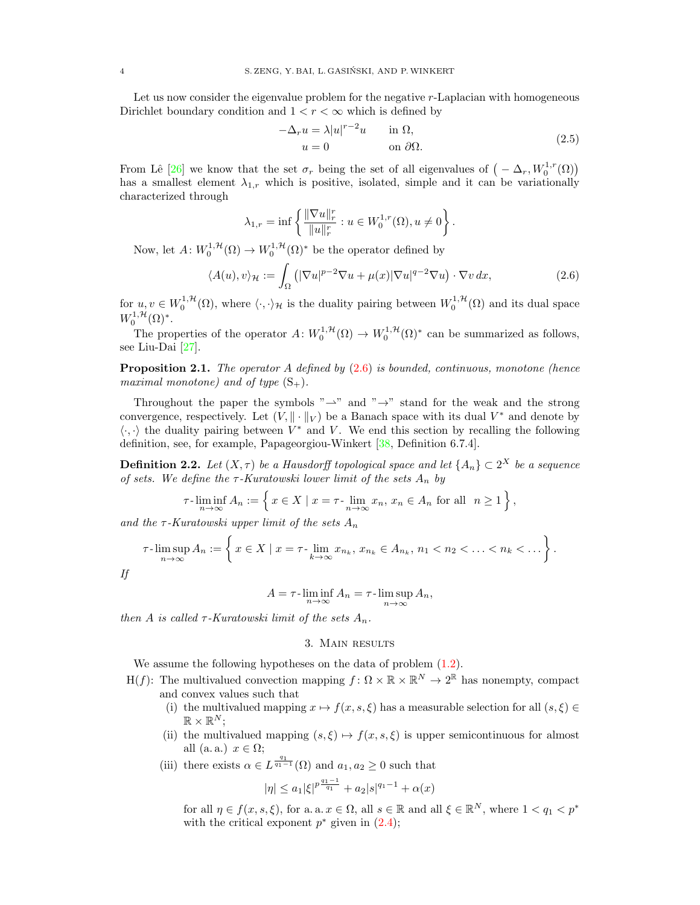Let us now consider the eigenvalue problem for the negative $r$-Laplacian with homogeneous Dirichlet boundary condition and $1 < r < \infty$ which is defined by

$$
\begin{aligned}
-\Delta_r u &= \lambda |u|^{r-2} u \qquad && \text{in } \Omega, \\
u &= 0 && \text{on } \partial\Omega.
\end{aligned}
\tag{2.5}
$$

From Lê [26] we know that the set $\sigma_r$ being the set of all eigenvalues of $\big(-\Delta_r, W_0^{1,r}(\Omega)\big)$ has a smallest element $\lambda_{1,r}$ which is positive, isolated, simple and it can be variationally characterized through

$$
\lambda_{1,r} = \inf \left\{ \frac{\|\nabla u\|_r^r}{\|u\|_r^r} : u \in W_0^{1,r}(\Omega), u \neq 0 \right\}.
$$

Now, let $A\colon W_0^{1,\mathcal{H}}(\Omega) \to W_0^{1,\mathcal{H}}(\Omega)^*$ be the operator defined by

$$
\langle A(u), v\rangle_{\mathcal{H}} := \int_\Omega \left(|\nabla u|^{p-2}\nabla u + \mu(x)|\nabla u|^{q-2}\nabla u\right) \cdot \nabla v \, dx, \tag{2.6}
$$

for $u, v \in W_0^{1,\mathcal{H}}(\Omega)$, where $\langle \cdot, \cdot \rangle_{\mathcal{H}}$ is the duality pairing between $W_0^{1,\mathcal{H}}(\Omega)$ and its dual space $W_0^{1,\mathcal{H}}(\Omega)^*$.

The properties of the operator $A\colon W_0^{1,\mathcal{H}}(\Omega) \to W_0^{1,\mathcal{H}}(\Omega)^*$ can be summarized as follows, see Liu-Dai [27].

**Proposition 2.1.** *The operator $A$ defined by (2.6) is bounded, continuous, monotone (hence maximal monotone) and of type $(\mathrm{S}_+)$.*

Throughout the paper the symbols "$\rightharpoonup$" and "$\to$" stand for the weak and the strong convergence, respectively. Let $(V, \|\cdot\|_V)$ be a Banach space with its dual $V^*$ and denote by $\langle \cdot, \cdot \rangle$ the duality pairing between $V^*$ and $V$. We end this section by recalling the following definition, see, for example, Papageorgiou-Winkert [38, Definition 6.7.4].

**Definition 2.2.** *Let $(X, \tau)$ be a Hausdorff topological space and let $\{A_n\} \subset 2^X$ be a sequence of sets. We define the $\tau$-Kuratowski lower limit of the sets $A_n$ by*

$$
\tau\text{-}\liminf_{n\to\infty} A_n := \left\{ x \in X \mid x = \tau\text{-}\lim_{n\to\infty} x_n,\ x_n \in A_n \text{ for all } \ n \geq 1 \right\},
$$

*and the $\tau$-Kuratowski upper limit of the sets $A_n$*

$$
\tau\text{-}\limsup_{n\to\infty} A_n := \left\{ x \in X \mid x = \tau\text{-}\lim_{k\to\infty} x_{n_k},\ x_{n_k} \in A_{n_k},\ n_1 < n_2 < \ldots < n_k < \ldots \right\}.
$$

*If*

$$
A = \tau\text{-}\liminf_{n\to\infty} A_n = \tau\text{-}\limsup_{n\to\infty} A_n,
$$

*then $A$ is called $\tau$-Kuratowski limit of the sets $A_n$.*

## 3. Main results

We assume the following hypotheses on the data of problem (1.2).

H($f$): The multivalued convection mapping $f\colon \Omega \times \mathbb{R} \times \mathbb{R}^N \to 2^{\mathbb{R}}$ has nonempty, compact and convex values such that

- (i) the multivalued mapping $x \mapsto f(x, s, \xi)$ has a measurable selection for all $(s, \xi) \in \mathbb{R} \times \mathbb{R}^N$;
- (ii) the multivalued mapping $(s, \xi) \mapsto f(x, s, \xi)$ is upper semicontinuous for almost all (a. a.) $x \in \Omega$;
- (iii) there exists $\alpha \in L^{\frac{q_1}{q_1-1}}(\Omega)$ and $a_1, a_2 \geq 0$ such that

$$
|\eta| \leq a_1 |\xi|^{p\frac{q_1-1}{q_1}} + a_2|s|^{q_1-1} + \alpha(x)
$$

for all $\eta \in f(x, s, \xi)$, for a. a. $x \in \Omega$, all $s \in \mathbb{R}$ and all $\xi \in \mathbb{R}^N$, where $1 < q_1 < p^*$ with the critical exponent $p^*$ given in (2.4);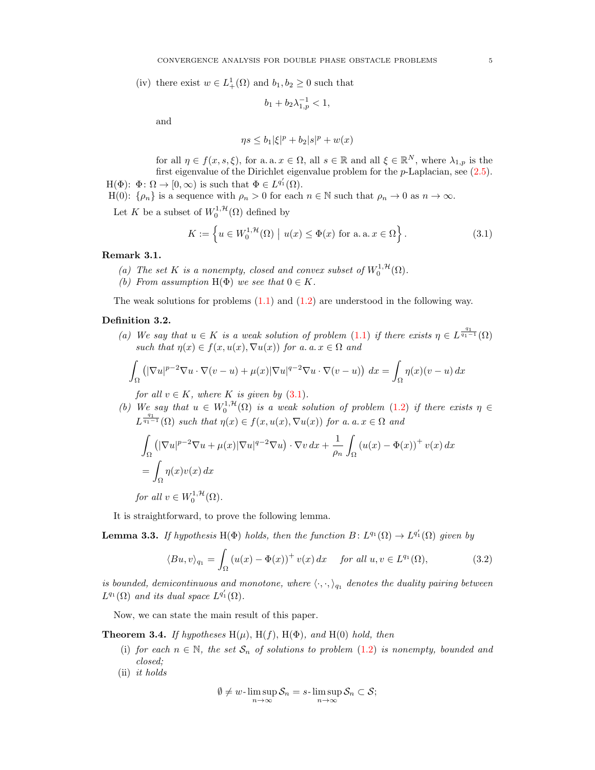(iv) there exist $w \in L^1_+(\Omega)$ and $b_1, b_2 \geq 0$ such that

$$b_1 + b_2 \lambda_{1,p}^{-1} < 1,$$

and

$$\eta s \leq b_1 |\xi|^p + b_2 |s|^p + w(x)$$

for all $\eta \in f(x, s, \xi)$, for a. a. $x \in \Omega$, all $s \in \mathbb{R}$ and all $\xi \in \mathbb{R}^N$, where $\lambda_{1,p}$ is the first eigenvalue of the Dirichlet eigenvalue problem for the $p$-Laplacian, see (2.5).

H($\Phi$): $\Phi\colon \Omega \to [0, \infty)$ is such that $\Phi \in L^{q_1'}(\Omega)$.

H(0): $\{\rho_n\}$ is a sequence with $\rho_n > 0$ for each $n \in \mathbb{N}$ such that $\rho_n \to 0$ as $n \to \infty$.

Let $K$ be a subset of $W_0^{1,\mathcal{H}}(\Omega)$ defined by

$$K := \left\{ u \in W_0^{1,\mathcal{H}}(\Omega) \;\middle|\; u(x) \leq \Phi(x) \text{ for a. a. } x \in \Omega \right\}. \tag{3.1}$$

**Remark 3.1.**

*(a) The set $K$ is a nonempty, closed and convex subset of $W_0^{1,\mathcal{H}}(\Omega)$.*

*(b) From assumption H($\Phi$) we see that $0 \in K$.*

The weak solutions for problems (1.1) and (1.2) are understood in the following way.

**Definition 3.2.**

*(a) We say that $u \in K$ is a weak solution of problem (1.1) if there exists $\eta \in L^{\frac{q_1}{q_1-1}}(\Omega)$ such that $\eta(x) \in f(x, u(x), \nabla u(x))$ for a. a. $x \in \Omega$ and*

$$\int_\Omega \left( |\nabla u|^{p-2} \nabla u \cdot \nabla (v - u) + \mu(x) |\nabla u|^{q-2} \nabla u \cdot \nabla (v - u) \right) dx = \int_\Omega \eta(x)(v - u) \, dx$$

*for all $v \in K$, where $K$ is given by (3.1).*

*(b) We say that $u \in W_0^{1,\mathcal{H}}(\Omega)$ is a weak solution of problem (1.2) if there exists $\eta \in L^{\frac{q_1}{q_1-1}}(\Omega)$ such that $\eta(x) \in f(x, u(x), \nabla u(x))$ for a. a. $x \in \Omega$ and*

$$\begin{aligned}
&\int_\Omega \left( |\nabla u|^{p-2} \nabla u + \mu(x) |\nabla u|^{q-2} \nabla u \right) \cdot \nabla v \, dx + \frac{1}{\rho_n} \int_\Omega (u(x) - \Phi(x))^+ v(x) \, dx \\
&= \int_\Omega \eta(x) v(x) \, dx
\end{aligned}$$

*for all $v \in W_0^{1,\mathcal{H}}(\Omega)$.*

It is straightforward, to prove the following lemma.

**Lemma 3.3.** *If hypothesis H($\Phi$) holds, then the function $B\colon L^{q_1}(\Omega) \to L^{q_1'}(\Omega)$ given by*

$$\langle Bu, v \rangle_{q_1} = \int_\Omega (u(x) - \Phi(x))^+ v(x) \, dx \quad \text{ for all } u, v \in L^{q_1}(\Omega), \tag{3.2}$$

*is bounded, demicontinuous and monotone, where $\langle \cdot, \cdot \rangle_{q_1}$ denotes the duality pairing between $L^{q_1}(\Omega)$ and its dual space $L^{q_1'}(\Omega)$.*

Now, we can state the main result of this paper.

**Theorem 3.4.** *If hypotheses H($\mu$), H($f$), H($\Phi$), and H(0) hold, then*

(i) *for each $n \in \mathbb{N}$, the set $\mathcal{S}_n$ of solutions to problem (1.2) is nonempty, bounded and closed;*

(ii) *it holds*

$$\emptyset \neq w\text{-}\limsup_{n \to \infty} \mathcal{S}_n = s\text{-}\limsup_{n \to \infty} \mathcal{S}_n \subset \mathcal{S};$$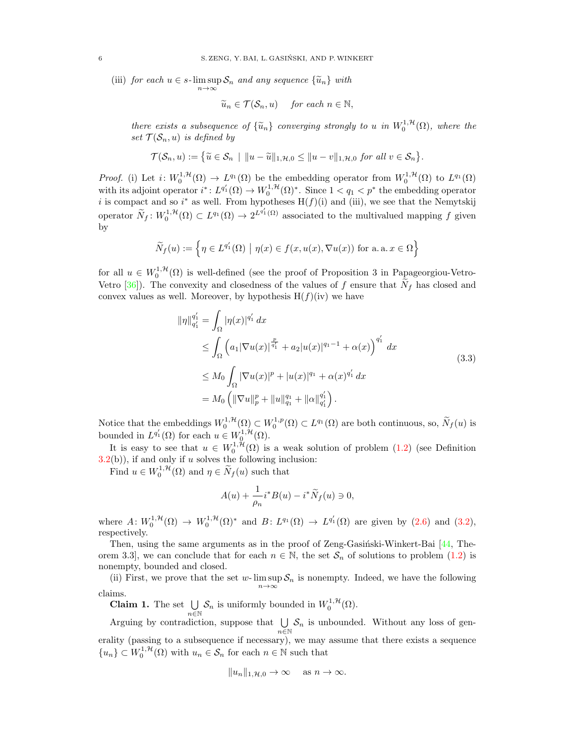(iii) *for each* $u \in s\text{-}\limsup\limits_{n\to\infty} \mathcal{S}_n$ *and any sequence* $\{\widetilde{u}_n\}$ *with*

$$\widetilde{u}_n \in \mathcal{T}(\mathcal{S}_n, u) \quad \text{for each } n \in \mathbb{N},$$

*there exists a subsequence of* $\{\widetilde{u}_n\}$ *converging strongly to* $u$ *in* $W_0^{1,\mathcal{H}}(\Omega)$*, where the set* $\mathcal{T}(\mathcal{S}_n, u)$ *is defined by*

$$\mathcal{T}(\mathcal{S}_n, u) := \left\{ \widetilde{u} \in \mathcal{S}_n \;\middle|\; \|u - \widetilde{u}\|_{1,\mathcal{H},0} \leq \|u - v\|_{1,\mathcal{H},0} \text{ for all } v \in \mathcal{S}_n \right\}.$$

*Proof.* (i) Let $i\colon W_0^{1,\mathcal{H}}(\Omega) \to L^{q_1}(\Omega)$ be the embedding operator from $W_0^{1,\mathcal{H}}(\Omega)$ to $L^{q_1}(\Omega)$ with its adjoint operator $i^*\colon L^{q_1'}(\Omega) \to W_0^{1,\mathcal{H}}(\Omega)^*$. Since $1 < q_1 < p^*$ the embedding operator $i$ is compact and so $i^*$ as well. From hypotheses H($f$)(i) and (iii), we see that the Nemytskij operator $\widetilde{N}_f\colon W_0^{1,\mathcal{H}}(\Omega) \subset L^{q_1}(\Omega) \to 2^{L^{q_1'}(\Omega)}$ associated to the multivalued mapping $f$ given by

$$\widetilde{N}_f(u) := \left\{ \eta \in L^{q_1'}(\Omega) \;\middle|\; \eta(x) \in f(x, u(x), \nabla u(x)) \text{ for a.a. } x \in \Omega \right\}$$

for all $u \in W_0^{1,\mathcal{H}}(\Omega)$ is well-defined (see the proof of Proposition 3 in Papageorgiou-Vetro-Vetro [36]). The convexity and closedness of the values of $f$ ensure that $\widetilde{N}_f$ has closed and convex values as well. Moreover, by hypothesis H($f$)(iv) we have

$$\begin{aligned}
\|\eta\|_{q_1'}^{q_1'} &= \int_\Omega |\eta(x)|^{q_1'}\,dx \\
&\leq \int_\Omega \left( a_1 |\nabla u(x)|^{\frac{p}{q_1'}} + a_2 |u(x)|^{q_1 - 1} + \alpha(x) \right)^{q_1'} dx \\
&\leq M_0 \int_\Omega |\nabla u(x)|^p + |u(x)|^{q_1} + \alpha(x)^{q_1'}\,dx \\
&= M_0 \left( \|\nabla u\|_p^p + \|u\|_{q_1}^{q_1} + \|\alpha\|_{q_1'}^{q_1'} \right).
\end{aligned} \tag{3.3}$$

Notice that the embeddings $W_0^{1,\mathcal{H}}(\Omega) \subset W_0^{1,p}(\Omega) \subset L^{q_1}(\Omega)$ are both continuous, so, $\widetilde{N}_f(u)$ is bounded in $L^{q_1'}(\Omega)$ for each $u \in W_0^{1,\mathcal{H}}(\Omega)$.

It is easy to see that $u \in W_0^{1,\mathcal{H}}(\Omega)$ is a weak solution of problem (1.2) (see Definition 3.2(b)), if and only if $u$ solves the following inclusion:

Find $u \in W_0^{1,\mathcal{H}}(\Omega)$ and $\eta \in \widetilde{N}_f(u)$ such that

$$A(u) + \frac{1}{\rho_n} i^* B(u) - i^* \widetilde{N}_f(u) \ni 0,$$

where $A\colon W_0^{1,\mathcal{H}}(\Omega) \to W_0^{1,\mathcal{H}}(\Omega)^*$ and $B\colon L^{q_1}(\Omega) \to L^{q_1'}(\Omega)$ are given by (2.6) and (3.2), respectively.

Then, using the same arguments as in the proof of Zeng-Gasiński-Winkert-Bai [44, Theorem 3.3], we can conclude that for each $n \in \mathbb{N}$, the set $\mathcal{S}_n$ of solutions to problem (1.2) is nonempty, bounded and closed.

(ii) First, we prove that the set $w\text{-}\limsup\limits_{n\to\infty} \mathcal{S}_n$ is nonempty. Indeed, we have the following claims.

**Claim 1.** The set $\bigcup\limits_{n\in\mathbb{N}} \mathcal{S}_n$ is uniformly bounded in $W_0^{1,\mathcal{H}}(\Omega)$.

Arguing by contradiction, suppose that $\bigcup\limits_{n\in\mathbb{N}} \mathcal{S}_n$ is unbounded. Without any loss of generality (passing to a subsequence if necessary), we may assume that there exists a sequence $\{u_n\} \subset W_0^{1,\mathcal{H}}(\Omega)$ with $u_n \in \mathcal{S}_n$ for each $n \in \mathbb{N}$ such that

$$\|u_n\|_{1,\mathcal{H},0} \to \infty \quad \text{as } n \to \infty.$$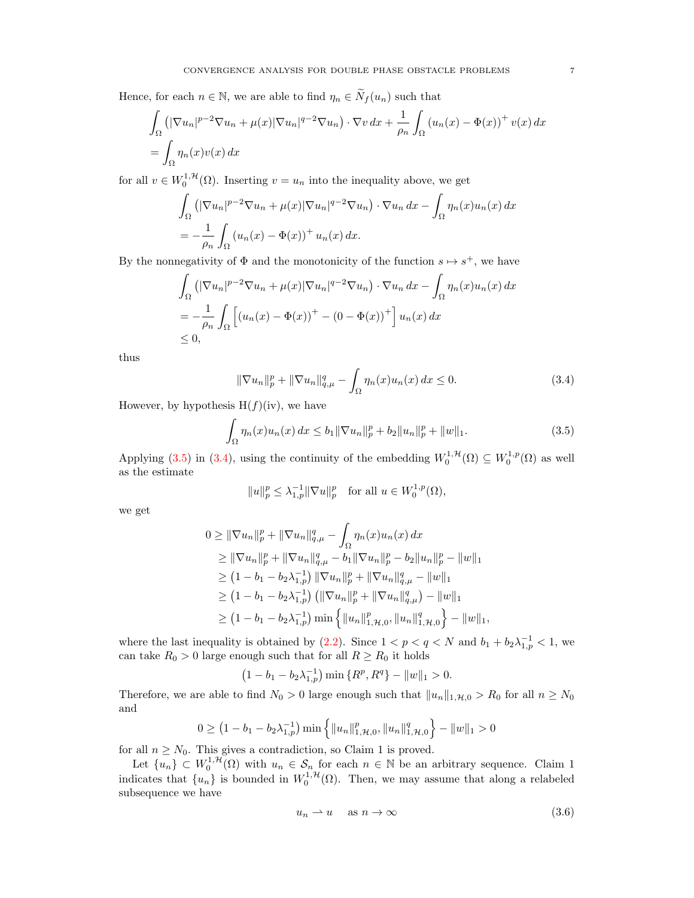Hence, for each $n \in \mathbb{N}$, we are able to find $\eta_n \in \widetilde{N}_f(u_n)$ such that

$$
\begin{aligned}
&\int_\Omega \left(|\nabla u_n|^{p-2}\nabla u_n + \mu(x)|\nabla u_n|^{q-2}\nabla u_n\right) \cdot \nabla v \, dx + \frac{1}{\rho_n}\int_\Omega \left(u_n(x) - \Phi(x)\right)^+ v(x)\, dx \\
&= \int_\Omega \eta_n(x) v(x)\, dx
\end{aligned}
$$

for all $v \in W_0^{1,\mathcal{H}}(\Omega)$. Inserting $v = u_n$ into the inequality above, we get

$$
\begin{aligned}
&\int_\Omega \left(|\nabla u_n|^{p-2}\nabla u_n + \mu(x)|\nabla u_n|^{q-2}\nabla u_n\right) \cdot \nabla u_n \, dx - \int_\Omega \eta_n(x) u_n(x)\, dx \\
&= -\frac{1}{\rho_n}\int_\Omega \left(u_n(x) - \Phi(x)\right)^+ u_n(x)\, dx.
\end{aligned}
$$

By the nonnegativity of $\Phi$ and the monotonicity of the function $s \mapsto s^+$, we have

$$
\begin{aligned}
&\int_\Omega \left(|\nabla u_n|^{p-2}\nabla u_n + \mu(x)|\nabla u_n|^{q-2}\nabla u_n\right) \cdot \nabla u_n \, dx - \int_\Omega \eta_n(x) u_n(x)\, dx \\
&= -\frac{1}{\rho_n}\int_\Omega \left[\left(u_n(x) - \Phi(x)\right)^+ - \left(0 - \Phi(x)\right)^+\right] u_n(x)\, dx \\
&\leq 0,
\end{aligned}
$$

thus

$$
\|\nabla u_n\|_p^p + \|\nabla u_n\|_{q,\mu}^q - \int_\Omega \eta_n(x) u_n(x)\, dx \leq 0. \tag{3.4}
$$

However, by hypothesis H$(f)$(iv), we have

$$
\int_\Omega \eta_n(x) u_n(x)\, dx \leq b_1 \|\nabla u_n\|_p^p + b_2 \|u_n\|_p^p + \|w\|_1. \tag{3.5}
$$

Applying (3.5) in (3.4), using the continuity of the embedding $W_0^{1,\mathcal{H}}(\Omega) \subseteq W_0^{1,p}(\Omega)$ as well as the estimate

$$
\|u\|_p^p \leq \lambda_{1,p}^{-1} \|\nabla u\|_p^p \quad \text{for all } u \in W_0^{1,p}(\Omega),
$$

we get

$$
\begin{aligned}
0 &\geq \|\nabla u_n\|_p^p + \|\nabla u_n\|_{q,\mu}^q - \int_\Omega \eta_n(x) u_n(x)\, dx \\
&\geq \|\nabla u_n\|_p^p + \|\nabla u_n\|_{q,\mu}^q - b_1\|\nabla u_n\|_p^p - b_2\|u_n\|_p^p - \|w\|_1 \\
&\geq \left(1 - b_1 - b_2\lambda_{1,p}^{-1}\right)\|\nabla u_n\|_p^p + \|\nabla u_n\|_{q,\mu}^q - \|w\|_1 \\
&\geq \left(1 - b_1 - b_2\lambda_{1,p}^{-1}\right)\left(\|\nabla u_n\|_p^p + \|\nabla u_n\|_{q,\mu}^q\right) - \|w\|_1 \\
&\geq \left(1 - b_1 - b_2\lambda_{1,p}^{-1}\right)\min\left\{\|u_n\|_{1,\mathcal{H},0}^p, \|u_n\|_{1,\mathcal{H},0}^q\right\} - \|w\|_1,
\end{aligned}
$$

where the last inequality is obtained by (2.2). Since $1 < p < q < N$ and $b_1 + b_2\lambda_{1,p}^{-1} < 1$, we can take $R_0 > 0$ large enough such that for all $R \geq R_0$ it holds

$$
\left(1 - b_1 - b_2\lambda_{1,p}^{-1}\right)\min\left\{R^p, R^q\right\} - \|w\|_1 > 0.
$$

Therefore, we are able to find $N_0 > 0$ large enough such that $\|u_n\|_{1,\mathcal{H},0} > R_0$ for all $n \geq N_0$ and

$$
0 \geq \left(1 - b_1 - b_2\lambda_{1,p}^{-1}\right)\min\left\{\|u_n\|_{1,\mathcal{H},0}^p, \|u_n\|_{1,\mathcal{H},0}^q\right\} - \|w\|_1 > 0
$$

for all $n \geq N_0$. This gives a contradiction, so Claim 1 is proved.

Let $\{u_n\} \subset W_0^{1,\mathcal{H}}(\Omega)$ with $u_n \in \mathcal{S}_n$ for each $n \in \mathbb{N}$ be an arbitrary sequence. Claim 1 indicates that $\{u_n\}$ is bounded in $W_0^{1,\mathcal{H}}(\Omega)$. Then, we may assume that along a relabeled subsequence we have

$$
u_n \rightharpoonup u \quad \text{as } n \to \infty \tag{3.6}
$$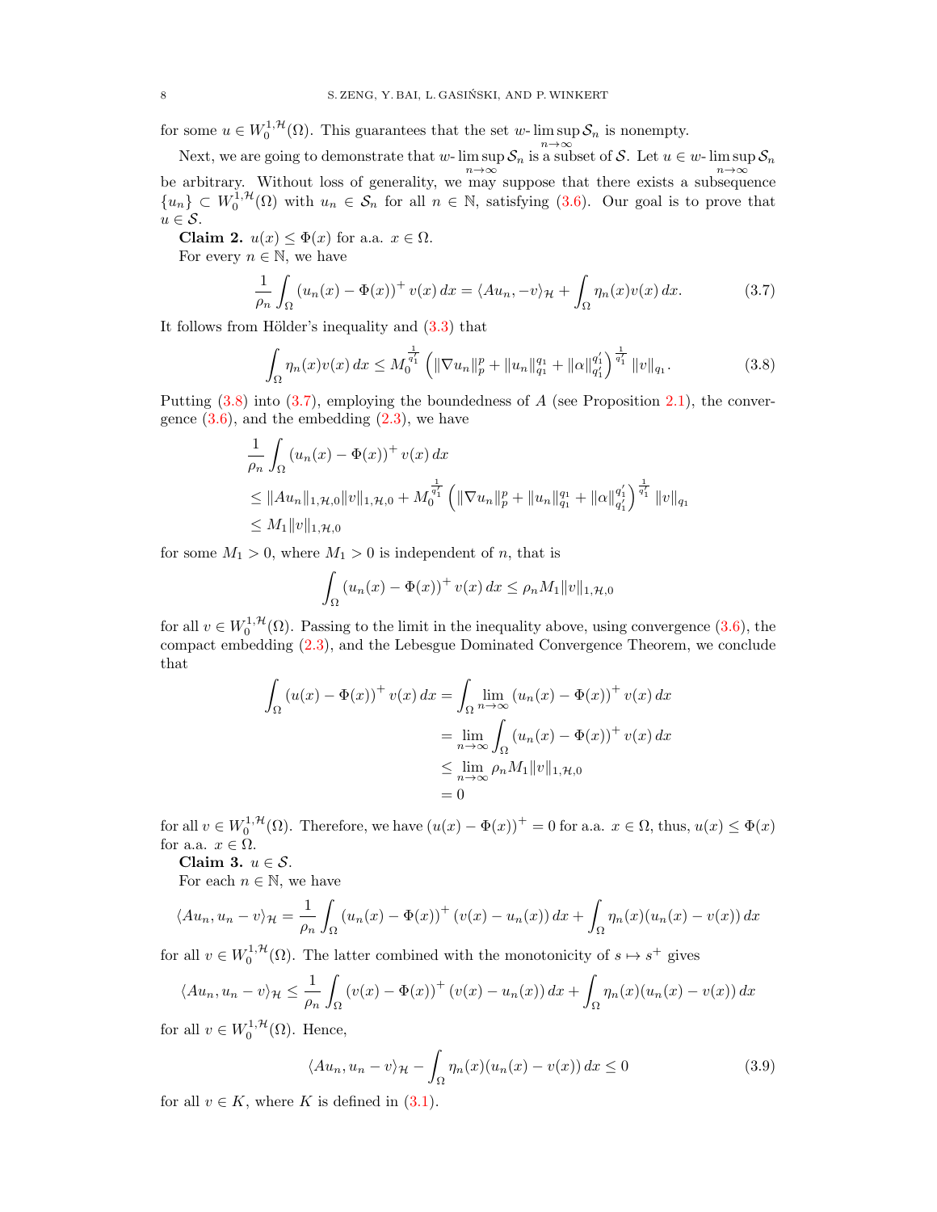for some $u \in W_0^{1,\mathcal{H}}(\Omega)$. This guarantees that the set $w\text{-}\limsup\limits_{n\to\infty} \mathcal{S}_n$ is nonempty.

Next, we are going to demonstrate that $w\text{-}\limsup\limits_{n\to\infty} \mathcal{S}_n$ is a subset of $\mathcal{S}$. Let $u \in w\text{-}\limsup\limits_{n\to\infty} \mathcal{S}_n$ be arbitrary. Without loss of generality, we may suppose that there exists a subsequence $\{u_n\} \subset W_0^{1,\mathcal{H}}(\Omega)$ with $u_n \in \mathcal{S}_n$ for all $n \in \mathbb{N}$, satisfying (3.6). Our goal is to prove that $u \in \mathcal{S}$.

**Claim 2.** $u(x) \leq \Phi(x)$ for a.a. $x \in \Omega$.

For every $n \in \mathbb{N}$, we have

$$\frac{1}{\rho_n}\int_\Omega (u_n(x)-\Phi(x))^+ v(x)\,dx = \langle Au_n, -v\rangle_{\mathcal{H}} + \int_\Omega \eta_n(x)v(x)\,dx. \tag{3.7}$$

It follows from Hölder's inequality and (3.3) that

$$\int_\Omega \eta_n(x)v(x)\,dx \leq M_0^{\frac{1}{q_1'}}\left(\|\nabla u_n\|_p^p + \|u_n\|_{q_1}^{q_1} + \|\alpha\|_{q_1'}^{q_1'}\right)^{\frac{1}{q_1'}}\|v\|_{q_1}. \tag{3.8}$$

Putting (3.8) into (3.7), employing the boundedness of $A$ (see Proposition 2.1), the convergence (3.6), and the embedding (2.3), we have

$$\begin{aligned}
&\frac{1}{\rho_n}\int_\Omega (u_n(x)-\Phi(x))^+ v(x)\,dx\\
&\leq \|Au_n\|_{1,\mathcal{H},0}\|v\|_{1,\mathcal{H},0} + M_0^{\frac{1}{q_1'}}\left(\|\nabla u_n\|_p^p + \|u_n\|_{q_1}^{q_1} + \|\alpha\|_{q_1'}^{q_1'}\right)^{\frac{1}{q_1'}}\|v\|_{q_1}\\
&\leq M_1\|v\|_{1,\mathcal{H},0}
\end{aligned}$$

for some $M_1 > 0$, where $M_1 > 0$ is independent of $n$, that is

$$\int_\Omega (u_n(x)-\Phi(x))^+ v(x)\,dx \leq \rho_n M_1 \|v\|_{1,\mathcal{H},0}$$

for all $v \in W_0^{1,\mathcal{H}}(\Omega)$. Passing to the limit in the inequality above, using convergence (3.6), the compact embedding (2.3), and the Lebesgue Dominated Convergence Theorem, we conclude that

$$\begin{aligned}
\int_\Omega (u(x)-\Phi(x))^+ v(x)\,dx &= \int_\Omega \lim_{n\to\infty}(u_n(x)-\Phi(x))^+ v(x)\,dx\\
&= \lim_{n\to\infty}\int_\Omega (u_n(x)-\Phi(x))^+ v(x)\,dx\\
&\leq \lim_{n\to\infty}\rho_n M_1\|v\|_{1,\mathcal{H},0}\\
&= 0
\end{aligned}$$

for all $v \in W_0^{1,\mathcal{H}}(\Omega)$. Therefore, we have $(u(x)-\Phi(x))^+ = 0$ for a.a. $x \in \Omega$, thus, $u(x) \leq \Phi(x)$ for a.a. $x \in \Omega$.

**Claim 3.** $u \in \mathcal{S}$.

For each $n \in \mathbb{N}$, we have

$$\langle Au_n, u_n - v\rangle_{\mathcal{H}} = \frac{1}{\rho_n}\int_\Omega (u_n(x)-\Phi(x))^+(v(x)-u_n(x))\,dx + \int_\Omega \eta_n(x)(u_n(x)-v(x))\,dx$$

for all $v \in W_0^{1,\mathcal{H}}(\Omega)$. The latter combined with the monotonicity of $s \mapsto s^+$ gives

$$\langle Au_n, u_n - v\rangle_{\mathcal{H}} \leq \frac{1}{\rho_n}\int_\Omega (v(x)-\Phi(x))^+(v(x)-u_n(x))\,dx + \int_\Omega \eta_n(x)(u_n(x)-v(x))\,dx$$

for all $v \in W_0^{1,\mathcal{H}}(\Omega)$. Hence,

$$\langle Au_n, u_n - v\rangle_{\mathcal{H}} - \int_\Omega \eta_n(x)(u_n(x)-v(x))\,dx \leq 0 \tag{3.9}$$

for all $v \in K$, where $K$ is defined in (3.1).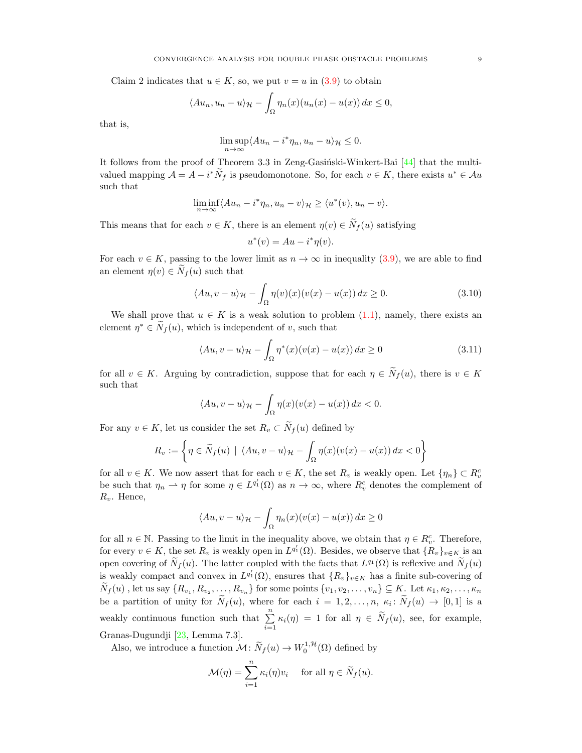Claim 2 indicates that $u \in K$, so, we put $v = u$ in (3.9) to obtain

$$\langle Au_n, u_n - u\rangle_{\mathcal{H}} - \int_\Omega \eta_n(x)(u_n(x) - u(x))\, dx \leq 0,$$

that is,

$$\limsup_{n\to\infty} \langle Au_n - i^*\eta_n, u_n - u\rangle_{\mathcal{H}} \leq 0.$$

It follows from the proof of Theorem 3.3 in Zeng-Gasiński-Winkert-Bai [44] that the multivalued mapping $\mathcal{A} = A - i^*\widetilde{N}_f$ is pseudomonotone. So, for each $v \in K$, there exists $u^* \in \mathcal{A}u$ such that

$$\liminf_{n\to\infty} \langle Au_n - i^*\eta_n, u_n - v\rangle_{\mathcal{H}} \geq \langle u^*(v), u_n - v\rangle.$$

This means that for each $v \in K$, there is an element $\eta(v) \in \widetilde{N}_f(u)$ satisfying

$$u^*(v) = Au - i^*\eta(v).$$

For each $v \in K$, passing to the lower limit as $n \to \infty$ in inequality (3.9), we are able to find an element $\eta(v) \in \widetilde{N}_f(u)$ such that

$$\langle Au, v - u\rangle_{\mathcal{H}} - \int_\Omega \eta(v)(x)(v(x) - u(x))\, dx \geq 0. \tag{3.10}$$

We shall prove that $u \in K$ is a weak solution to problem (1.1), namely, there exists an element $\eta^* \in \widetilde{N}_f(u)$, which is independent of $v$, such that

$$\langle Au, v - u\rangle_{\mathcal{H}} - \int_\Omega \eta^*(x)(v(x) - u(x))\, dx \geq 0 \tag{3.11}$$

for all $v \in K$. Arguing by contradiction, suppose that for each $\eta \in \widetilde{N}_f(u)$, there is $v \in K$ such that

$$\langle Au, v - u\rangle_{\mathcal{H}} - \int_\Omega \eta(x)(v(x) - u(x))\, dx < 0.$$

For any $v \in K$, let us consider the set $R_v \subset \widetilde{N}_f(u)$ defined by

$$R_v := \left\{ \eta \in \widetilde{N}_f(u) \mid \langle Au, v - u\rangle_{\mathcal{H}} - \int_\Omega \eta(x)(v(x) - u(x))\, dx < 0 \right\}$$

for all $v \in K$. We now assert that for each $v \in K$, the set $R_v$ is weakly open. Let $\{\eta_n\} \subset R_v^c$ be such that $\eta_n \rightharpoonup \eta$ for some $\eta \in L^{q_1'}(\Omega)$ as $n \to \infty$, where $R_v^c$ denotes the complement of $R_v$. Hence,

$$\langle Au, v - u\rangle_{\mathcal{H}} - \int_\Omega \eta_n(x)(v(x) - u(x))\, dx \geq 0$$

for all $n \in \mathbb{N}$. Passing to the limit in the inequality above, we obtain that $\eta \in R_v^c$. Therefore, for every $v \in K$, the set $R_v$ is weakly open in $L^{q_1'}(\Omega)$. Besides, we observe that $\{R_v\}_{v\in K}$ is an open covering of $\widetilde{N}_f(u)$. The latter coupled with the facts that $L^{q_1}(\Omega)$ is reflexive and $\widetilde{N}_f(u)$ is weakly compact and convex in $L^{q_1'}(\Omega)$, ensures that $\{R_v\}_{v\in K}$ has a finite sub-covering of $\widetilde{N}_f(u)$ , let us say $\{R_{v_1}, R_{v_2}, \ldots, R_{v_n}\}$ for some points $\{v_1, v_2, \ldots, v_n\} \subseteq K$. Let $\kappa_1, \kappa_2, \ldots, \kappa_n$ be a partition of unity for $\widetilde{N}_f(u)$, where for each $i = 1, 2, \ldots, n$, $\kappa_i \colon \widetilde{N}_f(u) \to [0, 1]$ is a weakly continuous function such that $\sum_{i=1}^n \kappa_i(\eta) = 1$ for all $\eta \in \widetilde{N}_f(u)$, see, for example, Granas-Dugundji [23, Lemma 7.3].

Also, we introduce a function $\mathcal{M} \colon \widetilde{N}_f(u) \to W_0^{1,\mathcal{H}}(\Omega)$ defined by

$$\mathcal{M}(\eta) = \sum_{i=1}^n \kappa_i(\eta) v_i \quad \text{ for all } \eta \in \widetilde{N}_f(u).$$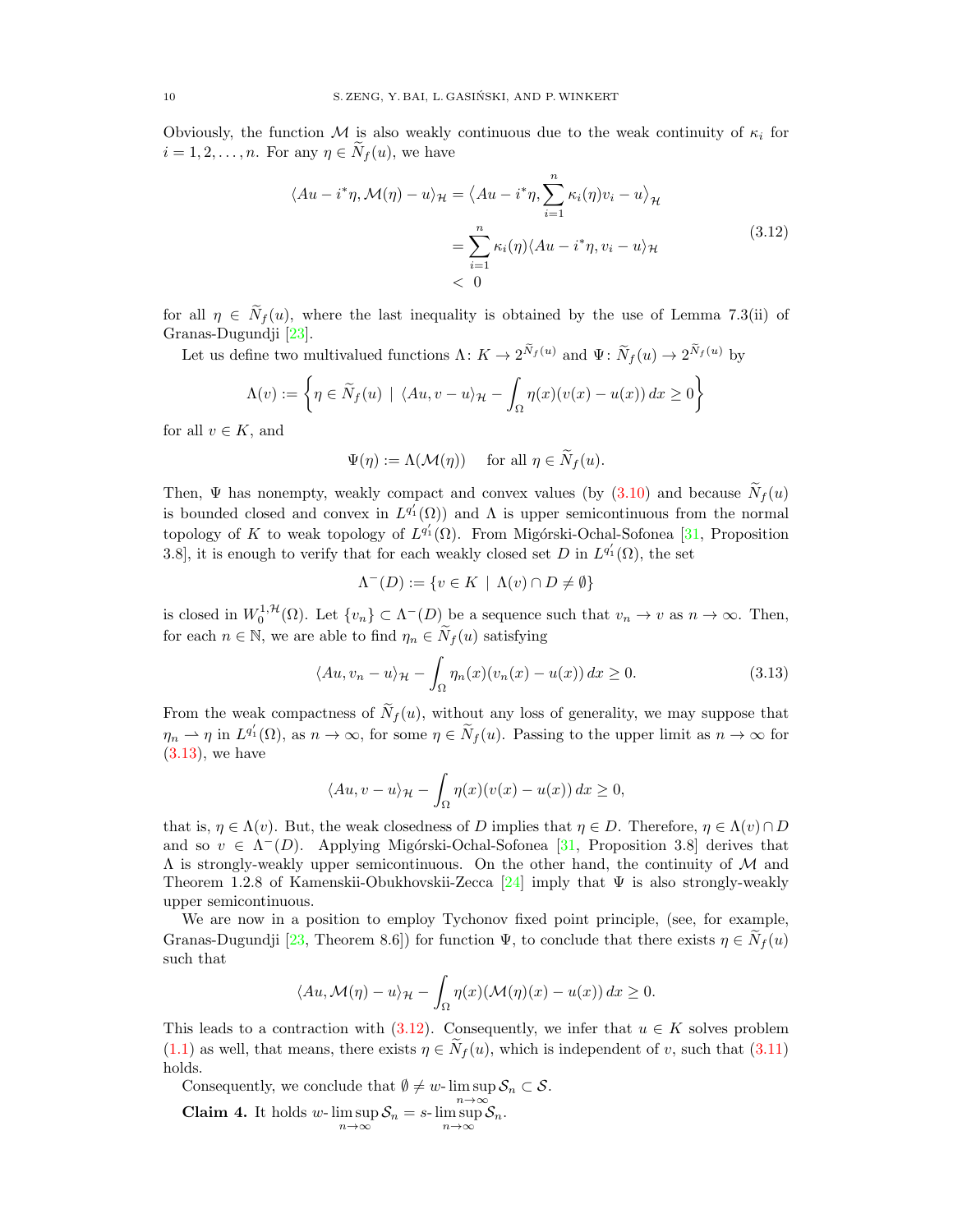Obviously, the function $\mathcal{M}$ is also weakly continuous due to the weak continuity of $\kappa_i$ for $i = 1, 2, \ldots, n$. For any $\eta \in \widetilde{N}_f(u)$, we have

$$
\begin{aligned}
\langle Au - i^*\eta, \mathcal{M}(\eta) - u\rangle_{\mathcal{H}} &= \Big\langle Au - i^*\eta, \sum_{i=1}^{n} \kappa_i(\eta) v_i - u \Big\rangle_{\mathcal{H}} \\
&= \sum_{i=1}^{n} \kappa_i(\eta) \langle Au - i^*\eta, v_i - u\rangle_{\mathcal{H}} \\
&< 0
\end{aligned}
\tag{3.12}
$$

for all $\eta \in \widetilde{N}_f(u)$, where the last inequality is obtained by the use of Lemma 7.3(ii) of Granas-Dugundji [23].

Let us define two multivalued functions $\Lambda\colon K \to 2^{\widetilde{N}_f(u)}$ and $\Psi\colon \widetilde{N}_f(u) \to 2^{\widetilde{N}_f(u)}$ by

$$
\Lambda(v) := \left\{ \eta \in \widetilde{N}_f(u) \;\middle|\; \langle Au, v - u\rangle_{\mathcal{H}} - \int_\Omega \eta(x)(v(x) - u(x))\,dx \geq 0 \right\}
$$

for all $v \in K$, and

$$
\Psi(\eta) := \Lambda(\mathcal{M}(\eta)) \quad \text{ for all } \eta \in \widetilde{N}_f(u).
$$

Then, $\Psi$ has nonempty, weakly compact and convex values (by (3.10) and because $\widetilde{N}_f(u)$ is bounded closed and convex in $L^{q_1'}(\Omega)$) and $\Lambda$ is upper semicontinuous from the normal topology of $K$ to weak topology of $L^{q_1'}(\Omega)$. From Migórski-Ochal-Sofonea [31, Proposition 3.8], it is enough to verify that for each weakly closed set $D$ in $L^{q_1'}(\Omega)$, the set

$$
\Lambda^-(D) := \{ v \in K \mid \Lambda(v) \cap D \neq \emptyset \}
$$

is closed in $W_0^{1,\mathcal{H}}(\Omega)$. Let $\{v_n\} \subset \Lambda^-(D)$ be a sequence such that $v_n \to v$ as $n \to \infty$. Then, for each $n \in \mathbb{N}$, we are able to find $\eta_n \in \widetilde{N}_f(u)$ satisfying

$$
\langle Au, v_n - u\rangle_{\mathcal{H}} - \int_\Omega \eta_n(x)(v_n(x) - u(x))\,dx \geq 0. \tag{3.13}
$$

From the weak compactness of $\widetilde{N}_f(u)$, without any loss of generality, we may suppose that $\eta_n \rightharpoonup \eta$ in $L^{q_1'}(\Omega)$, as $n \to \infty$, for some $\eta \in \widetilde{N}_f(u)$. Passing to the upper limit as $n \to \infty$ for (3.13), we have

$$
\langle Au, v - u\rangle_{\mathcal{H}} - \int_\Omega \eta(x)(v(x) - u(x))\,dx \geq 0,
$$

that is, $\eta \in \Lambda(v)$. But, the weak closedness of $D$ implies that $\eta \in D$. Therefore, $\eta \in \Lambda(v) \cap D$ and so $v \in \Lambda^-(D)$. Applying Migórski-Ochal-Sofonea [31, Proposition 3.8] derives that $\Lambda$ is strongly-weakly upper semicontinuous. On the other hand, the continuity of $\mathcal{M}$ and Theorem 1.2.8 of Kamenskii-Obukhovskii-Zecca [24] imply that $\Psi$ is also strongly-weakly upper semicontinuous.

We are now in a position to employ Tychonov fixed point principle, (see, for example, Granas-Dugundji [23, Theorem 8.6]) for function $\Psi$, to conclude that there exists $\eta \in \widetilde{N}_f(u)$ such that

$$
\langle Au, \mathcal{M}(\eta) - u\rangle_{\mathcal{H}} - \int_\Omega \eta(x)(\mathcal{M}(\eta)(x) - u(x))\,dx \geq 0.
$$

This leads to a contraction with (3.12). Consequently, we infer that $u \in K$ solves problem (1.1) as well, that means, there exists $\eta \in \widetilde{N}_f(u)$, which is independent of $v$, such that (3.11) holds.

Consequently, we conclude that $\emptyset \neq w\text{-}\limsup\limits_{n\to\infty} \mathcal{S}_n \subset \mathcal{S}$.

**Claim 4.** It holds $w\text{-}\limsup\limits_{n\to\infty} \mathcal{S}_n = s\text{-}\limsup\limits_{n\to\infty} \mathcal{S}_n$.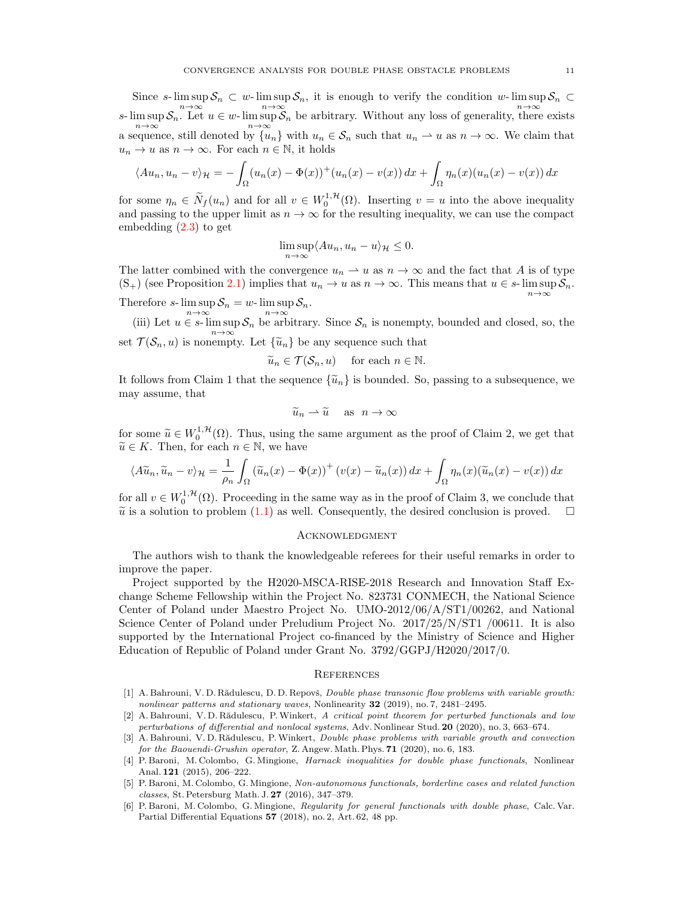Since $s\text{-}\limsup_{n\to\infty} \mathcal{S}_n \subset w\text{-}\limsup_{n\to\infty} \mathcal{S}_n$, it is enough to verify the condition $w\text{-}\limsup_{n\to\infty} \mathcal{S}_n \subset s\text{-}\limsup_{n\to\infty} \mathcal{S}_n$. Let $u \in w\text{-}\limsup_{n\to\infty} \mathcal{S}_n$ be arbitrary. Without any loss of generality, there exists a sequence, still denoted by $\{u_n\}$ with $u_n \in \mathcal{S}_n$ such that $u_n \rightharpoonup u$ as $n \to \infty$. We claim that $u_n \to u$ as $n \to \infty$. For each $n \in \mathbb{N}$, it holds

$$\langle Au_n, u_n - v\rangle_{\mathcal{H}} = -\int_\Omega (u_n(x) - \Phi(x))^+ (u_n(x) - v(x))\,dx + \int_\Omega \eta_n(x)(u_n(x) - v(x))\,dx$$

for some $\eta_n \in \widetilde{N}_f(u_n)$ and for all $v \in W_0^{1,\mathcal{H}}(\Omega)$. Inserting $v = u$ into the above inequality and passing to the upper limit as $n \to \infty$ for the resulting inequality, we can use the compact embedding (2.3) to get

$$\limsup_{n\to\infty} \langle Au_n, u_n - u\rangle_{\mathcal{H}} \le 0.$$

The latter combined with the convergence $u_n \rightharpoonup u$ as $n \to \infty$ and the fact that $A$ is of type $(\mathrm{S}_+)$ (see Proposition 2.1) implies that $u_n \to u$ as $n \to \infty$. This means that $u \in s\text{-}\limsup_{n\to\infty} \mathcal{S}_n$. Therefore $s\text{-}\limsup_{n\to\infty} \mathcal{S}_n = w\text{-}\limsup_{n\to\infty} \mathcal{S}_n$.

(iii) Let $u \in s\text{-}\limsup_{n\to\infty} \mathcal{S}_n$ be arbitrary. Since $\mathcal{S}_n$ is nonempty, bounded and closed, so, the set $\mathcal{T}(\mathcal{S}_n, u)$ is nonempty. Let $\{\widetilde{u}_n\}$ be any sequence such that

$$\widetilde{u}_n \in \mathcal{T}(\mathcal{S}_n, u) \quad \text{for each } n \in \mathbb{N}.$$

It follows from Claim 1 that the sequence $\{\widetilde{u}_n\}$ is bounded. So, passing to a subsequence, we may assume, that

$$\widetilde{u}_n \rightharpoonup \widetilde{u} \quad \text{as} \quad n \to \infty$$

for some $\widetilde{u} \in W_0^{1,\mathcal{H}}(\Omega)$. Thus, using the same argument as the proof of Claim 2, we get that $\widetilde{u} \in K$. Then, for each $n \in \mathbb{N}$, we have

$$\langle A\widetilde{u}_n, \widetilde{u}_n - v\rangle_{\mathcal{H}} = \frac{1}{\rho_n}\int_\Omega (\widetilde{u}_n(x) - \Phi(x))^+ (v(x) - \widetilde{u}_n(x))\,dx + \int_\Omega \eta_n(x)(\widetilde{u}_n(x) - v(x))\,dx$$

for all $v \in W_0^{1,\mathcal{H}}(\Omega)$. Proceeding in the same way as in the proof of Claim 3, we conclude that $\widetilde{u}$ is a solution to problem (1.1) as well. Consequently, the desired conclusion is proved. $\square$

## Acknowledgment

The authors wish to thank the knowledgeable referees for their useful remarks in order to improve the paper.

Project supported by the H2020-MSCA-RISE-2018 Research and Innovation Staff Exchange Scheme Fellowship within the Project No. 823731 CONMECH, the National Science Center of Poland under Maestro Project No. UMO-2012/06/A/ST1/00262, and National Science Center of Poland under Preludium Project No. 2017/25/N/ST1 /00611. It is also supported by the International Project co-financed by the Ministry of Science and Higher Education of Republic of Poland under Grant No. 3792/GGPJ/H2020/2017/0.

## References

[1] A. Bahrouni, V. D. Rădulescu, D. D. Repovš, *Double phase transonic flow problems with variable growth: nonlinear patterns and stationary waves*, Nonlinearity **32** (2019), no. 7, 2481–2495.

[2] A. Bahrouni, V. D. Rădulescu, P. Winkert, *A critical point theorem for perturbed functionals and low perturbations of differential and nonlocal systems*, Adv. Nonlinear Stud. **20** (2020), no. 3, 663–674.

[3] A. Bahrouni, V. D. Rădulescu, P. Winkert, *Double phase problems with variable growth and convection for the Baouendi-Grushin operator*, Z. Angew. Math. Phys. **71** (2020), no. 6, 183.

[4] P. Baroni, M. Colombo, G. Mingione, *Harnack inequalities for double phase functionals*, Nonlinear Anal. **121** (2015), 206–222.

[5] P. Baroni, M. Colombo, G. Mingione, *Non-autonomous functionals, borderline cases and related function classes*, St. Petersburg Math. J. **27** (2016), 347–379.

[6] P. Baroni, M. Colombo, G. Mingione, *Regularity for general functionals with double phase*, Calc. Var. Partial Differential Equations **57** (2018), no. 2, Art. 62, 48 pp.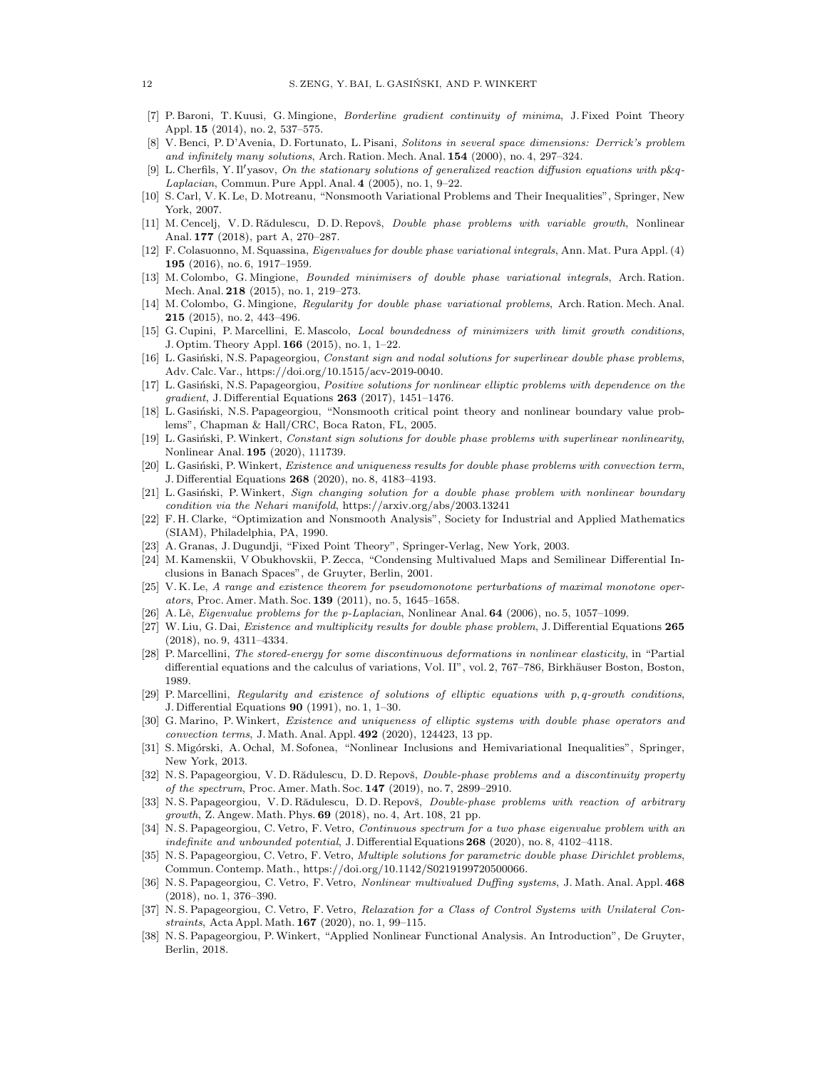[7] P. Baroni, T. Kuusi, G. Mingione, *Borderline gradient continuity of minima*, J. Fixed Point Theory Appl. **15** (2014), no. 2, 537–575.

[8] V. Benci, P. D'Avenia, D. Fortunato, L. Pisani, *Solitons in several space dimensions: Derrick's problem and infinitely many solutions*, Arch. Ration. Mech. Anal. **154** (2000), no. 4, 297–324.

[9] L. Cherfils, Y. Il′yasov, *On the stationary solutions of generalized reaction diffusion equations with p&q-Laplacian*, Commun. Pure Appl. Anal. **4** (2005), no. 1, 9–22.

[10] S. Carl, V. K. Le, D. Motreanu, "Nonsmooth Variational Problems and Their Inequalities", Springer, New York, 2007.

[11] M. Cencelj, V. D. Rădulescu, D. D. Repovš, *Double phase problems with variable growth*, Nonlinear Anal. **177** (2018), part A, 270–287.

[12] F. Colasuonno, M. Squassina, *Eigenvalues for double phase variational integrals*, Ann. Mat. Pura Appl. (4) **195** (2016), no. 6, 1917–1959.

[13] M. Colombo, G. Mingione, *Bounded minimisers of double phase variational integrals*, Arch. Ration. Mech. Anal. **218** (2015), no. 1, 219–273.

[14] M. Colombo, G. Mingione, *Regularity for double phase variational problems*, Arch. Ration. Mech. Anal. **215** (2015), no. 2, 443–496.

[15] G. Cupini, P. Marcellini, E. Mascolo, *Local boundedness of minimizers with limit growth conditions*, J. Optim. Theory Appl. **166** (2015), no. 1, 1–22.

[16] L. Gasiński, N.S. Papageorgiou, *Constant sign and nodal solutions for superlinear double phase problems*, Adv. Calc. Var., https://doi.org/10.1515/acv-2019-0040.

[17] L. Gasiński, N.S. Papageorgiou, *Positive solutions for nonlinear elliptic problems with dependence on the gradient*, J. Differential Equations **263** (2017), 1451–1476.

[18] L. Gasiński, N.S. Papageorgiou, "Nonsmooth critical point theory and nonlinear boundary value problems", Chapman & Hall/CRC, Boca Raton, FL, 2005.

[19] L. Gasiński, P. Winkert, *Constant sign solutions for double phase problems with superlinear nonlinearity*, Nonlinear Anal. **195** (2020), 111739.

[20] L. Gasiński, P. Winkert, *Existence and uniqueness results for double phase problems with convection term*, J. Differential Equations **268** (2020), no. 8, 4183–4193.

[21] L. Gasiński, P. Winkert, *Sign changing solution for a double phase problem with nonlinear boundary condition via the Nehari manifold*, https://arxiv.org/abs/2003.13241

[22] F. H. Clarke, "Optimization and Nonsmooth Analysis", Society for Industrial and Applied Mathematics (SIAM), Philadelphia, PA, 1990.

[23] A. Granas, J. Dugundji, "Fixed Point Theory", Springer-Verlag, New York, 2003.

[24] M. Kamenskii, V Obukhovskii, P. Zecca, "Condensing Multivalued Maps and Semilinear Differential Inclusions in Banach Spaces", de Gruyter, Berlin, 2001.

[25] V. K. Le, *A range and existence theorem for pseudomonotone perturbations of maximal monotone operators*, Proc. Amer. Math. Soc. **139** (2011), no. 5, 1645–1658.

[26] A. Lê, *Eigenvalue problems for the p-Laplacian*, Nonlinear Anal. **64** (2006), no. 5, 1057–1099.

[27] W. Liu, G. Dai, *Existence and multiplicity results for double phase problem*, J. Differential Equations **265** (2018), no. 9, 4311–4334.

[28] P. Marcellini, *The stored-energy for some discontinuous deformations in nonlinear elasticity*, in "Partial differential equations and the calculus of variations, Vol. II", vol. 2, 767–786, Birkhäuser Boston, Boston, 1989.

[29] P. Marcellini, *Regularity and existence of solutions of elliptic equations with p, q-growth conditions*, J. Differential Equations **90** (1991), no. 1, 1–30.

[30] G. Marino, P. Winkert, *Existence and uniqueness of elliptic systems with double phase operators and convection terms*, J. Math. Anal. Appl. **492** (2020), 124423, 13 pp.

[31] S. Migórski, A. Ochal, M. Sofonea, "Nonlinear Inclusions and Hemivariational Inequalities", Springer, New York, 2013.

[32] N. S. Papageorgiou, V. D. Rădulescu, D. D. Repovš, *Double-phase problems and a discontinuity property of the spectrum*, Proc. Amer. Math. Soc. **147** (2019), no. 7, 2899–2910.

[33] N. S. Papageorgiou, V. D. Rădulescu, D. D. Repovš, *Double-phase problems with reaction of arbitrary growth*, Z. Angew. Math. Phys. **69** (2018), no. 4, Art. 108, 21 pp.

[34] N. S. Papageorgiou, C. Vetro, F. Vetro, *Continuous spectrum for a two phase eigenvalue problem with an indefinite and unbounded potential*, J. Differential Equations **268** (2020), no. 8, 4102–4118.

[35] N. S. Papageorgiou, C. Vetro, F. Vetro, *Multiple solutions for parametric double phase Dirichlet problems*, Commun. Contemp. Math., https://doi.org/10.1142/S0219199720500066.

[36] N. S. Papageorgiou, C. Vetro, F. Vetro, *Nonlinear multivalued Duffing systems*, J. Math. Anal. Appl. **468** (2018), no. 1, 376–390.

[37] N. S. Papageorgiou, C. Vetro, F. Vetro, *Relaxation for a Class of Control Systems with Unilateral Constraints*, Acta Appl. Math. **167** (2020), no. 1, 99–115.

[38] N. S. Papageorgiou, P. Winkert, "Applied Nonlinear Functional Analysis. An Introduction", De Gruyter, Berlin, 2018.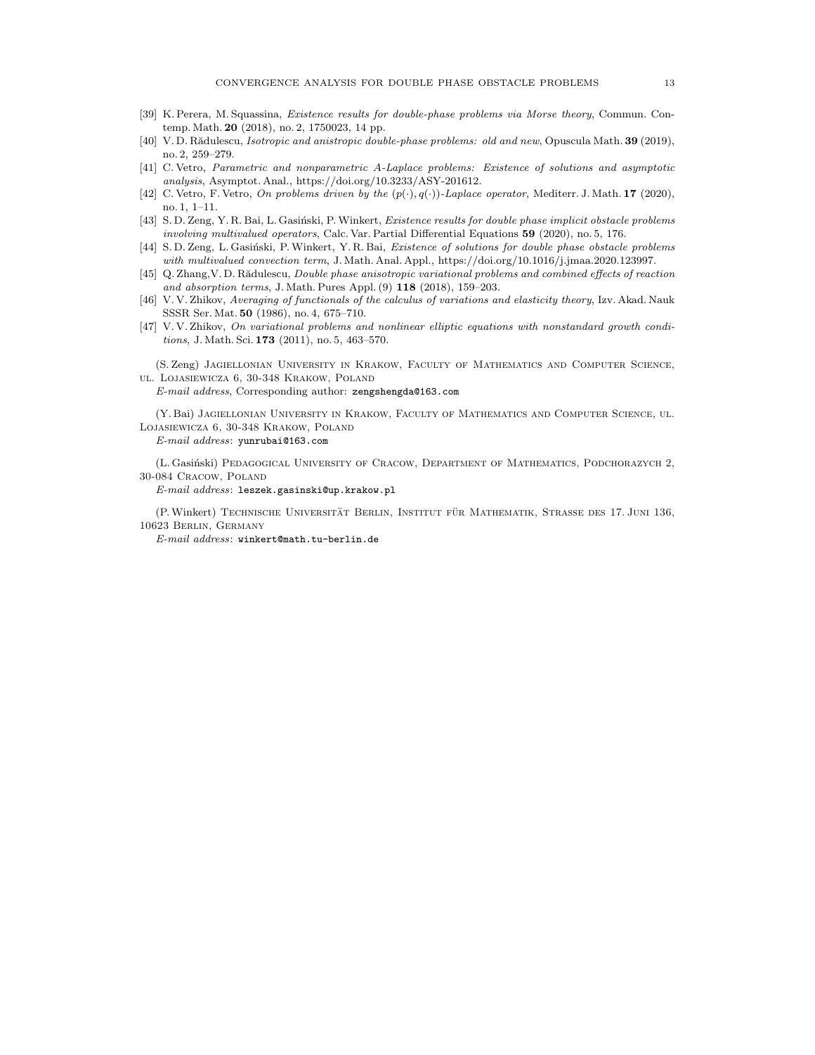[39] K. Perera, M. Squassina, *Existence results for double-phase problems via Morse theory*, Commun. Contemp. Math. **20** (2018), no. 2, 1750023, 14 pp.

[40] V. D. Rădulescu, *Isotropic and anistropic double-phase problems: old and new*, Opuscula Math. **39** (2019), no. 2, 259–279.

[41] C. Vetro, *Parametric and nonparametric A-Laplace problems: Existence of solutions and asymptotic analysis*, Asymptot. Anal., https://doi.org/10.3233/ASY-201612.

[42] C. Vetro, F. Vetro, *On problems driven by the $(p(\cdot), q(\cdot))$-Laplace operator*, Mediterr. J. Math. **17** (2020), no. 1, 1–11.

[43] S. D. Zeng, Y. R. Bai, L. Gasiński, P. Winkert, *Existence results for double phase implicit obstacle problems involving multivalued operators*, Calc. Var. Partial Differential Equations **59** (2020), no. 5, 176.

[44] S. D. Zeng, L. Gasiński, P. Winkert, Y. R. Bai, *Existence of solutions for double phase obstacle problems with multivalued convection term*, J. Math. Anal. Appl., https://doi.org/10.1016/j.jmaa.2020.123997.

[45] Q. Zhang,V. D. Rădulescu, *Double phase anisotropic variational problems and combined effects of reaction and absorption terms*, J. Math. Pures Appl. (9) **118** (2018), 159–203.

[46] V. V. Zhikov, *Averaging of functionals of the calculus of variations and elasticity theory*, Izv. Akad. Nauk SSSR Ser. Mat. **50** (1986), no. 4, 675–710.

[47] V. V. Zhikov, *On variational problems and nonlinear elliptic equations with nonstandard growth conditions*, J. Math. Sci. **173** (2011), no. 5, 463–570.

(S. Zeng) Jagiellonian University in Krakow, Faculty of Mathematics and Computer Science, ul. Lojasiewicza 6, 30-348 Krakow, Poland

*E-mail address*, Corresponding author: `zengshengda@163.com`

(Y. Bai) Jagiellonian University in Krakow, Faculty of Mathematics and Computer Science, ul. Lojasiewicza 6, 30-348 Krakow, Poland

*E-mail address*: `yunrubai@163.com`

(L. Gasiński) Pedagogical University of Cracow, Department of Mathematics, Podchorazych 2, 30-084 Cracow, Poland

*E-mail address*: `leszek.gasinski@up.krakow.pl`

(P. Winkert) Technische Universität Berlin, Institut für Mathematik, Strasse des 17. Juni 136, 10623 Berlin, Germany

*E-mail address*: `winkert@math.tu-berlin.de`